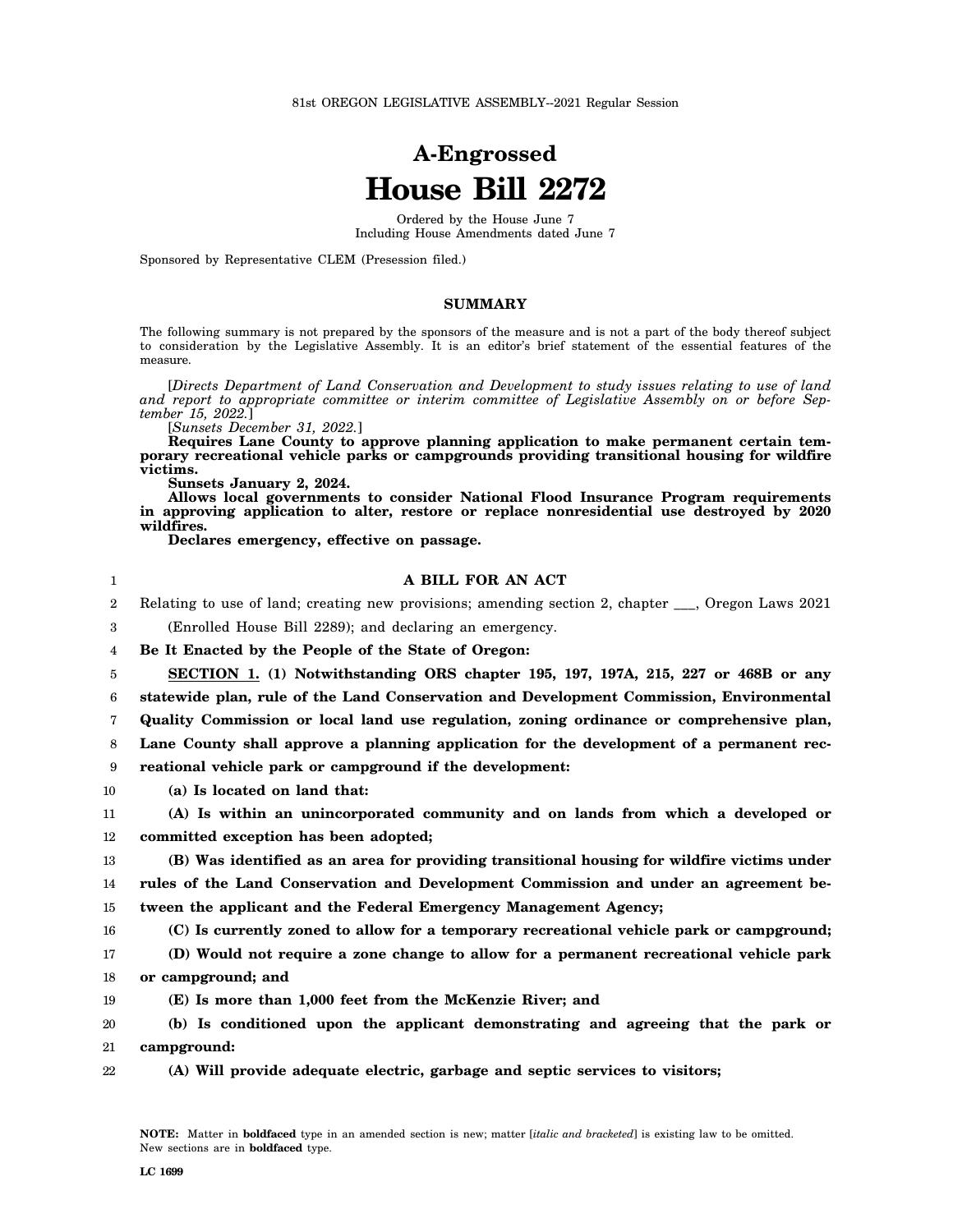81st OREGON LEGISLATIVE ASSEMBLY--2021 Regular Session

# A-Engrossed
# House Bill 2272

Ordered by the House June 7
Including House Amendments dated June 7

Sponsored by Representative CLEM (Presession filed.)

## SUMMARY

The following summary is not prepared by the sponsors of the measure and is not a part of the body thereof subject to consideration by the Legislative Assembly. It is an editor's brief statement of the essential features of the measure.

[*Directs Department of Land Conservation and Development to study issues relating to use of land and report to appropriate committee or interim committee of Legislative Assembly on or before September 15, 2022.*]

[*Sunsets December 31, 2022.*]

**Requires Lane County to approve planning application to make permanent certain temporary recreational vehicle parks or campgrounds providing transitional housing for wildfire victims.**

**Sunsets January 2, 2024.**

**Allows local governments to consider National Flood Insurance Program requirements in approving application to alter, restore or replace nonresidential use destroyed by 2020 wildfires.**

**Declares emergency, effective on passage.**

### A BILL FOR AN ACT

Relating to use of land; creating new provisions; amending section 2, chapter ___, Oregon Laws 2021 (Enrolled House Bill 2289); and declaring an emergency.

**Be It Enacted by the People of the State of Oregon:**

**SECTION 1. (1) Notwithstanding ORS chapter 195, 197, 197A, 215, 227 or 468B or any statewide plan, rule of the Land Conservation and Development Commission, Environmental Quality Commission or local land use regulation, zoning ordinance or comprehensive plan, Lane County shall approve a planning application for the development of a permanent recreational vehicle park or campground if the development:**

**(a) Is located on land that:**

**(A) Is within an unincorporated community and on lands from which a developed or committed exception has been adopted;**

**(B) Was identified as an area for providing transitional housing for wildfire victims under rules of the Land Conservation and Development Commission and under an agreement between the applicant and the Federal Emergency Management Agency;**

**(C) Is currently zoned to allow for a temporary recreational vehicle park or campground;**

**(D) Would not require a zone change to allow for a permanent recreational vehicle park or campground; and**

**(E) Is more than 1,000 feet from the McKenzie River; and**

**(b) Is conditioned upon the applicant demonstrating and agreeing that the park or campground:**

**(A) Will provide adequate electric, garbage and septic services to visitors;**

NOTE: Matter in **boldfaced** type in an amended section is new; matter [*italic and bracketed*] is existing law to be omitted. New sections are in **boldfaced** type.

LC 1699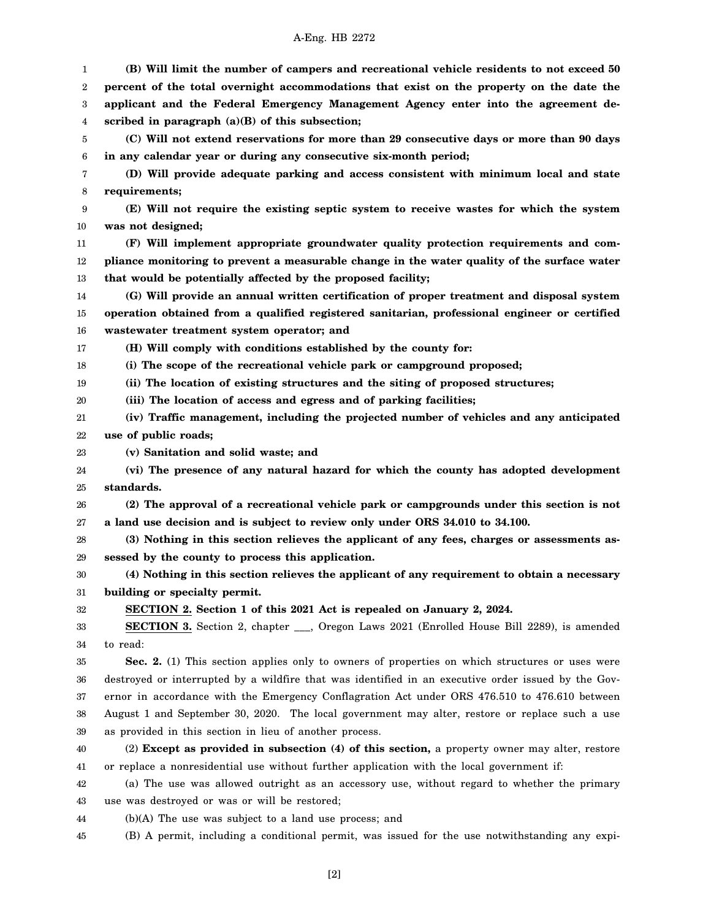**(B) Will limit the number of campers and recreational vehicle residents to not exceed 50 percent of the total overnight accommodations that exist on the property on the date the applicant and the Federal Emergency Management Agency enter into the agreement described in paragraph (a)(B) of this subsection;**

**(C) Will not extend reservations for more than 29 consecutive days or more than 90 days in any calendar year or during any consecutive six-month period;**

**(D) Will provide adequate parking and access consistent with minimum local and state requirements;**

**(E) Will not require the existing septic system to receive wastes for which the system was not designed;**

**(F) Will implement appropriate groundwater quality protection requirements and compliance monitoring to prevent a measurable change in the water quality of the surface water that would be potentially affected by the proposed facility;**

**(G) Will provide an annual written certification of proper treatment and disposal system operation obtained from a qualified registered sanitarian, professional engineer or certified wastewater treatment system operator; and**

**(H) Will comply with conditions established by the county for:**

**(i) The scope of the recreational vehicle park or campground proposed;**

**(ii) The location of existing structures and the siting of proposed structures;**

**(iii) The location of access and egress and of parking facilities;**

**(iv) Traffic management, including the projected number of vehicles and any anticipated use of public roads;**

**(v) Sanitation and solid waste; and**

**(vi) The presence of any natural hazard for which the county has adopted development standards.**

**(2) The approval of a recreational vehicle park or campgrounds under this section is not a land use decision and is subject to review only under ORS 34.010 to 34.100.**

**(3) Nothing in this section relieves the applicant of any fees, charges or assessments assessed by the county to process this application.**

**(4) Nothing in this section relieves the applicant of any requirement to obtain a necessary building or specialty permit.**

**SECTION 2. Section 1 of this 2021 Act is repealed on January 2, 2024.**

**SECTION 3.** Section 2, chapter ___, Oregon Laws 2021 (Enrolled House Bill 2289), is amended to read:

**Sec. 2.** (1) This section applies only to owners of properties on which structures or uses were destroyed or interrupted by a wildfire that was identified in an executive order issued by the Governor in accordance with the Emergency Conflagration Act under ORS 476.510 to 476.610 between August 1 and September 30, 2020. The local government may alter, restore or replace such a use as provided in this section in lieu of another process.

(2) **Except as provided in subsection (4) of this section,** a property owner may alter, restore or replace a nonresidential use without further application with the local government if:

(a) The use was allowed outright as an accessory use, without regard to whether the primary use was destroyed or was or will be restored;

(b)(A) The use was subject to a land use process; and

(B) A permit, including a conditional permit, was issued for the use notwithstanding any expi-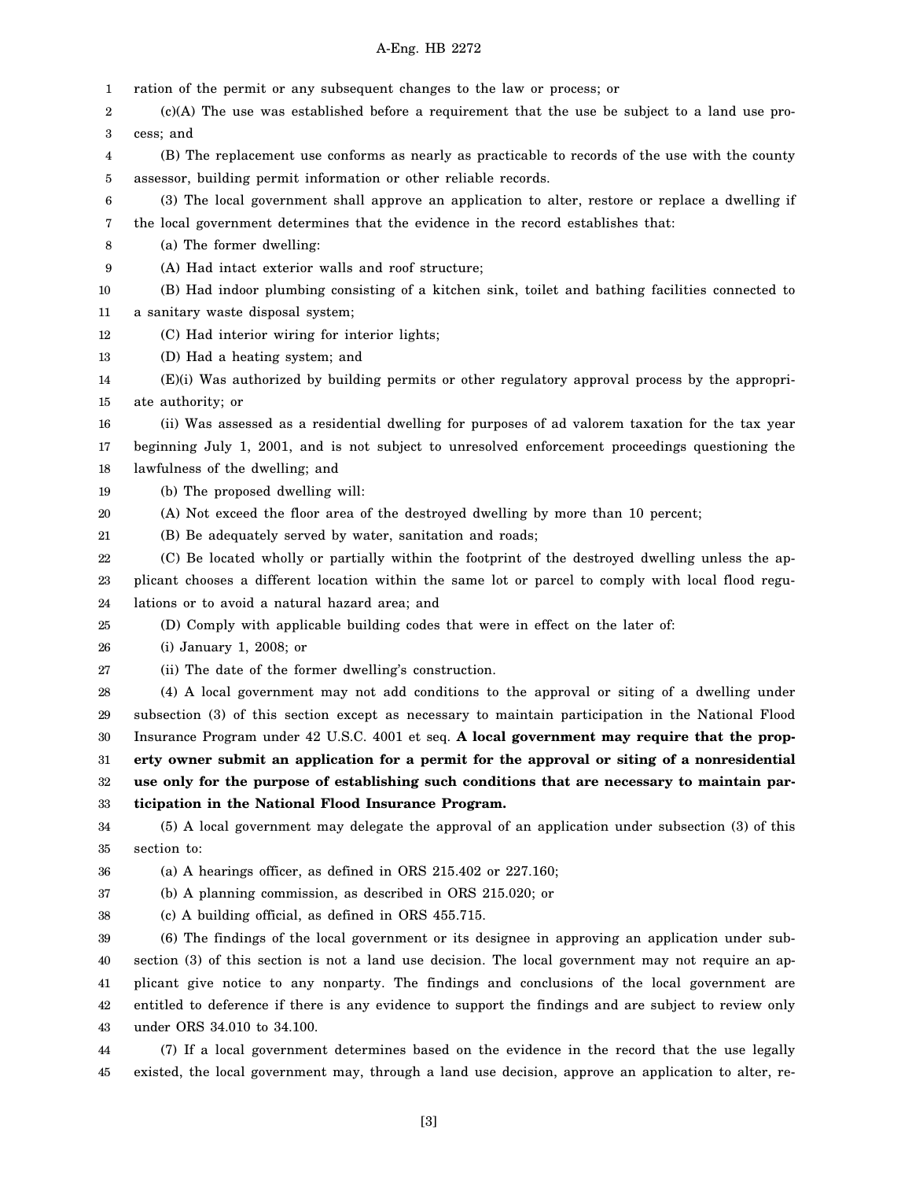ration of the permit or any subsequent changes to the law or process; or

(c)(A) The use was established before a requirement that the use be subject to a land use process; and

(B) The replacement use conforms as nearly as practicable to records of the use with the county assessor, building permit information or other reliable records.

(3) The local government shall approve an application to alter, restore or replace a dwelling if the local government determines that the evidence in the record establishes that:

(a) The former dwelling:

(A) Had intact exterior walls and roof structure;

(B) Had indoor plumbing consisting of a kitchen sink, toilet and bathing facilities connected to a sanitary waste disposal system;

(C) Had interior wiring for interior lights;

(D) Had a heating system; and

(E)(i) Was authorized by building permits or other regulatory approval process by the appropriate authority; or

(ii) Was assessed as a residential dwelling for purposes of ad valorem taxation for the tax year beginning July 1, 2001, and is not subject to unresolved enforcement proceedings questioning the lawfulness of the dwelling; and

(b) The proposed dwelling will:

(A) Not exceed the floor area of the destroyed dwelling by more than 10 percent;

(B) Be adequately served by water, sanitation and roads;

(C) Be located wholly or partially within the footprint of the destroyed dwelling unless the applicant chooses a different location within the same lot or parcel to comply with local flood regulations or to avoid a natural hazard area; and

(D) Comply with applicable building codes that were in effect on the later of:

(i) January 1, 2008; or

(ii) The date of the former dwelling's construction.

(4) A local government may not add conditions to the approval or siting of a dwelling under subsection (3) of this section except as necessary to maintain participation in the National Flood Insurance Program under 42 U.S.C. 4001 et seq. **A local government may require that the property owner submit an application for a permit for the approval or siting of a nonresidential use only for the purpose of establishing such conditions that are necessary to maintain participation in the National Flood Insurance Program.**

(5) A local government may delegate the approval of an application under subsection (3) of this section to:

(a) A hearings officer, as defined in ORS 215.402 or 227.160;

(b) A planning commission, as described in ORS 215.020; or

(c) A building official, as defined in ORS 455.715.

(6) The findings of the local government or its designee in approving an application under subsection (3) of this section is not a land use decision. The local government may not require an applicant give notice to any nonparty. The findings and conclusions of the local government are entitled to deference if there is any evidence to support the findings and are subject to review only under ORS 34.010 to 34.100.

(7) If a local government determines based on the evidence in the record that the use legally existed, the local government may, through a land use decision, approve an application to alter, re-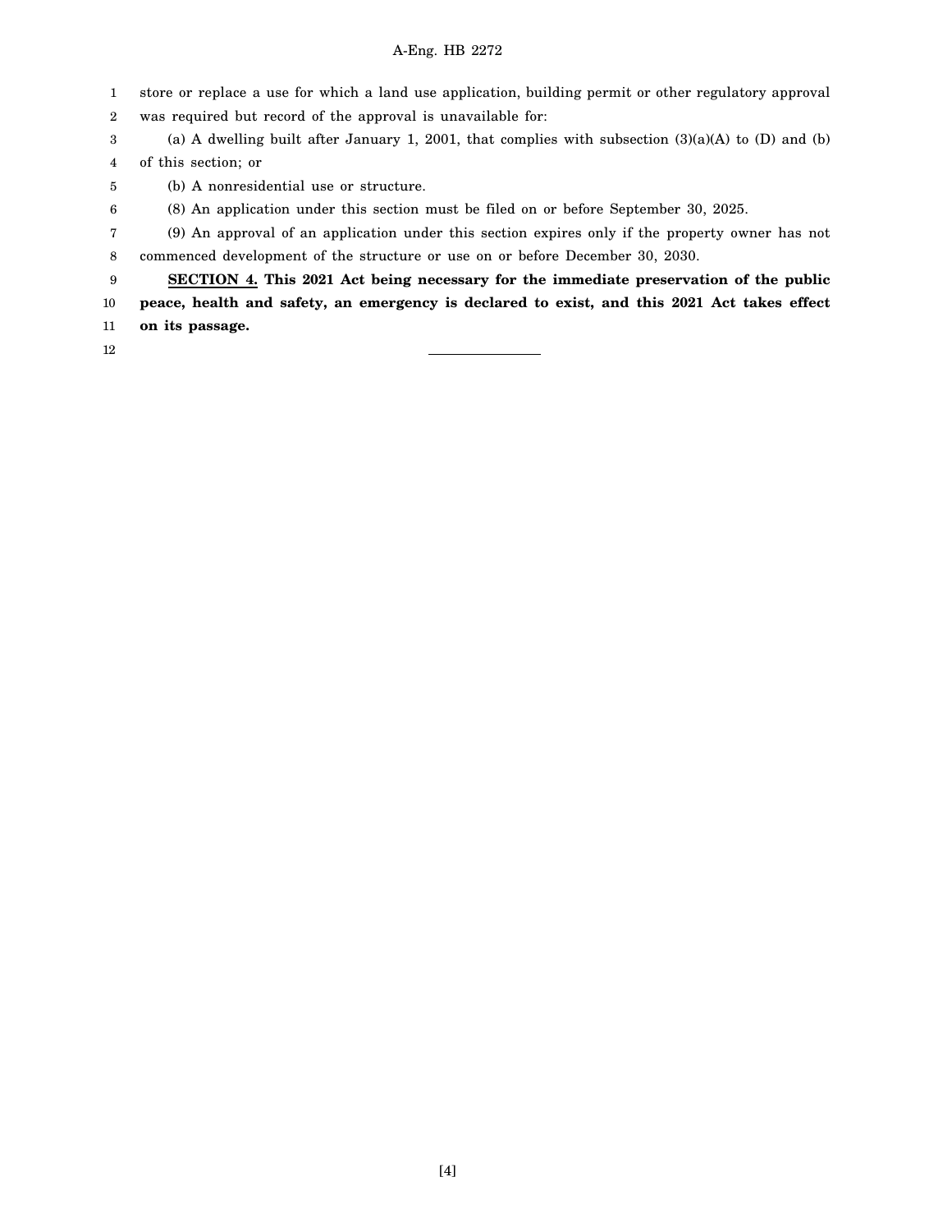store or replace a use for which a land use application, building permit or other regulatory approval was required but record of the approval is unavailable for:

(a) A dwelling built after January 1, 2001, that complies with subsection (3)(a)(A) to (D) and (b) of this section; or

(b) A nonresidential use or structure.

(8) An application under this section must be filed on or before September 30, 2025.

(9) An approval of an application under this section expires only if the property owner has not commenced development of the structure or use on or before December 30, 2030.

**SECTION 4. This 2021 Act being necessary for the immediate preservation of the public peace, health and safety, an emergency is declared to exist, and this 2021 Act takes effect on its passage.**